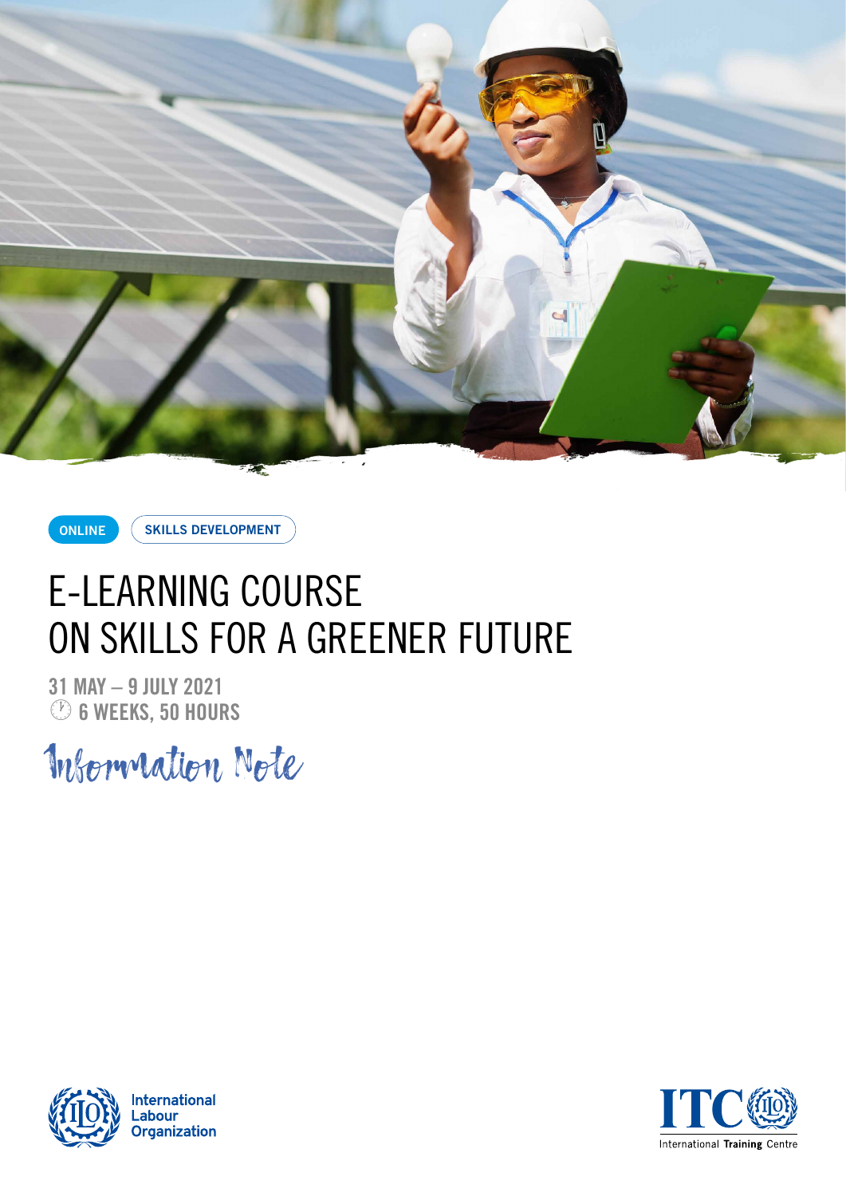ONLINE

SKILLS DEVELOPMENT

# E-LEARNING COURSE ON SKILLS FOR A GREENER FUTURE

**31 MAY – 9 JULY 2021**

**6 WEEKS, 50 HOURS**

Information Note

International Labour Organization

ITC International Training Centre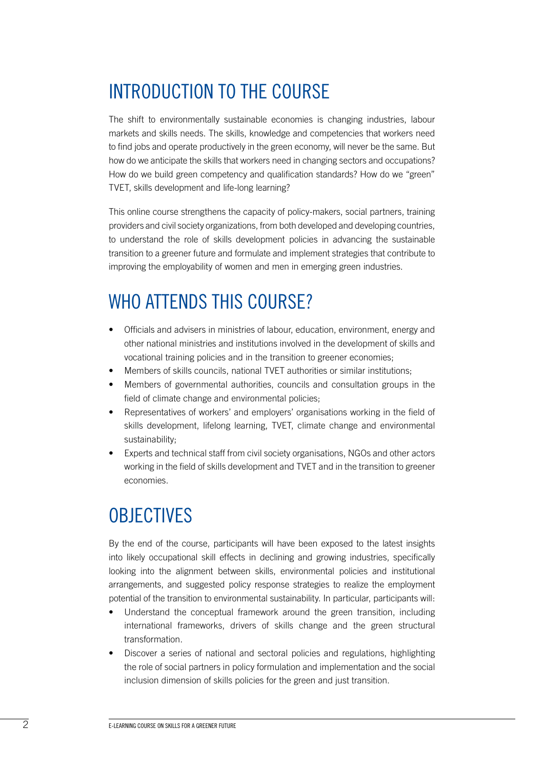# INTRODUCTION TO THE COURSE

The shift to environmentally sustainable economies is changing industries, labour markets and skills needs. The skills, knowledge and competencies that workers need to find jobs and operate productively in the green economy, will never be the same. But how do we anticipate the skills that workers need in changing sectors and occupations? How do we build green competency and qualification standards? How do we "green" TVET, skills development and life-long learning?

This online course strengthens the capacity of policy-makers, social partners, training providers and civil society organizations, from both developed and developing countries, to understand the role of skills development policies in advancing the sustainable transition to a greener future and formulate and implement strategies that contribute to improving the employability of women and men in emerging green industries.

# WHO ATTENDS THIS COURSE?

- Officials and advisers in ministries of labour, education, environment, energy and other national ministries and institutions involved in the development of skills and vocational training policies and in the transition to greener economies;
- Members of skills councils, national TVET authorities or similar institutions;
- Members of governmental authorities, councils and consultation groups in the field of climate change and environmental policies;
- Representatives of workers' and employers' organisations working in the field of skills development, lifelong learning, TVET, climate change and environmental sustainability;
- Experts and technical staff from civil society organisations, NGOs and other actors working in the field of skills development and TVET and in the transition to greener economies.

# OBJECTIVES

By the end of the course, participants will have been exposed to the latest insights into likely occupational skill effects in declining and growing industries, specifically looking into the alignment between skills, environmental policies and institutional arrangements, and suggested policy response strategies to realize the employment potential of the transition to environmental sustainability. In particular, participants will:

- Understand the conceptual framework around the green transition, including international frameworks, drivers of skills change and the green structural transformation.
- Discover a series of national and sectoral policies and regulations, highlighting the role of social partners in policy formulation and implementation and the social inclusion dimension of skills policies for the green and just transition.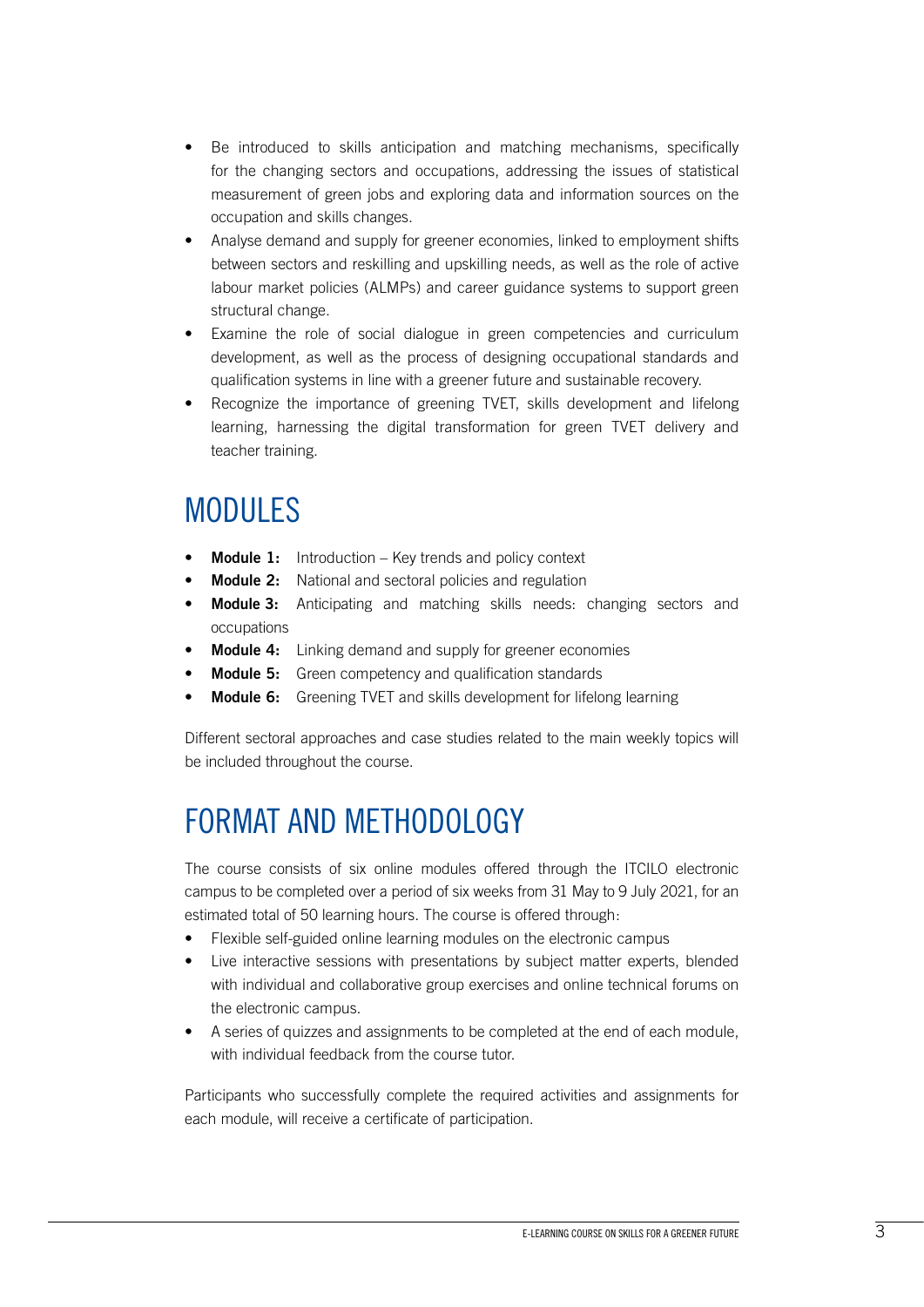- Be introduced to skills anticipation and matching mechanisms, specifically for the changing sectors and occupations, addressing the issues of statistical measurement of green jobs and exploring data and information sources on the occupation and skills changes.
- Analyse demand and supply for greener economies, linked to employment shifts between sectors and reskilling and upskilling needs, as well as the role of active labour market policies (ALMPs) and career guidance systems to support green structural change.
- Examine the role of social dialogue in green competencies and curriculum development, as well as the process of designing occupational standards and qualification systems in line with a greener future and sustainable recovery.
- Recognize the importance of greening TVET, skills development and lifelong learning, harnessing the digital transformation for green TVET delivery and teacher training.

# MODULES

- **Module 1:** Introduction – Key trends and policy context
- **Module 2:** National and sectoral policies and regulation
- **Module 3:** Anticipating and matching skills needs: changing sectors and occupations
- **Module 4:** Linking demand and supply for greener economies
- **Module 5:** Green competency and qualification standards
- **Module 6:** Greening TVET and skills development for lifelong learning

Different sectoral approaches and case studies related to the main weekly topics will be included throughout the course.

# FORMAT AND METHODOLOGY

The course consists of six online modules offered through the ITCILO electronic campus to be completed over a period of six weeks from 31 May to 9 July 2021, for an estimated total of 50 learning hours. The course is offered through:

- Flexible self-guided online learning modules on the electronic campus
- Live interactive sessions with presentations by subject matter experts, blended with individual and collaborative group exercises and online technical forums on the electronic campus.
- A series of quizzes and assignments to be completed at the end of each module, with individual feedback from the course tutor.

Participants who successfully complete the required activities and assignments for each module, will receive a certificate of participation.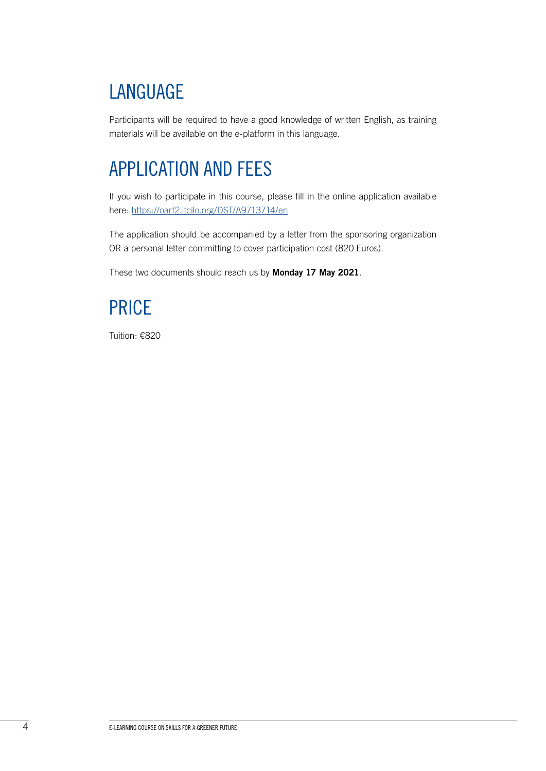## LANGUAGE

Participants will be required to have a good knowledge of written English, as training materials will be available on the e-platform in this language.

## APPLICATION AND FEES

If you wish to participate in this course, please fill in the online application available here: [https://oarf2.itcilo.org/DST/A9713714/en](https://oarf2.itcilo.org/DST/A9713714/en)

The application should be accompanied by a letter from the sponsoring organization OR a personal letter committing to cover participation cost (820 Euros).

These two documents should reach us by **Monday 17 May 2021**.

## PRICE

Tuition: €820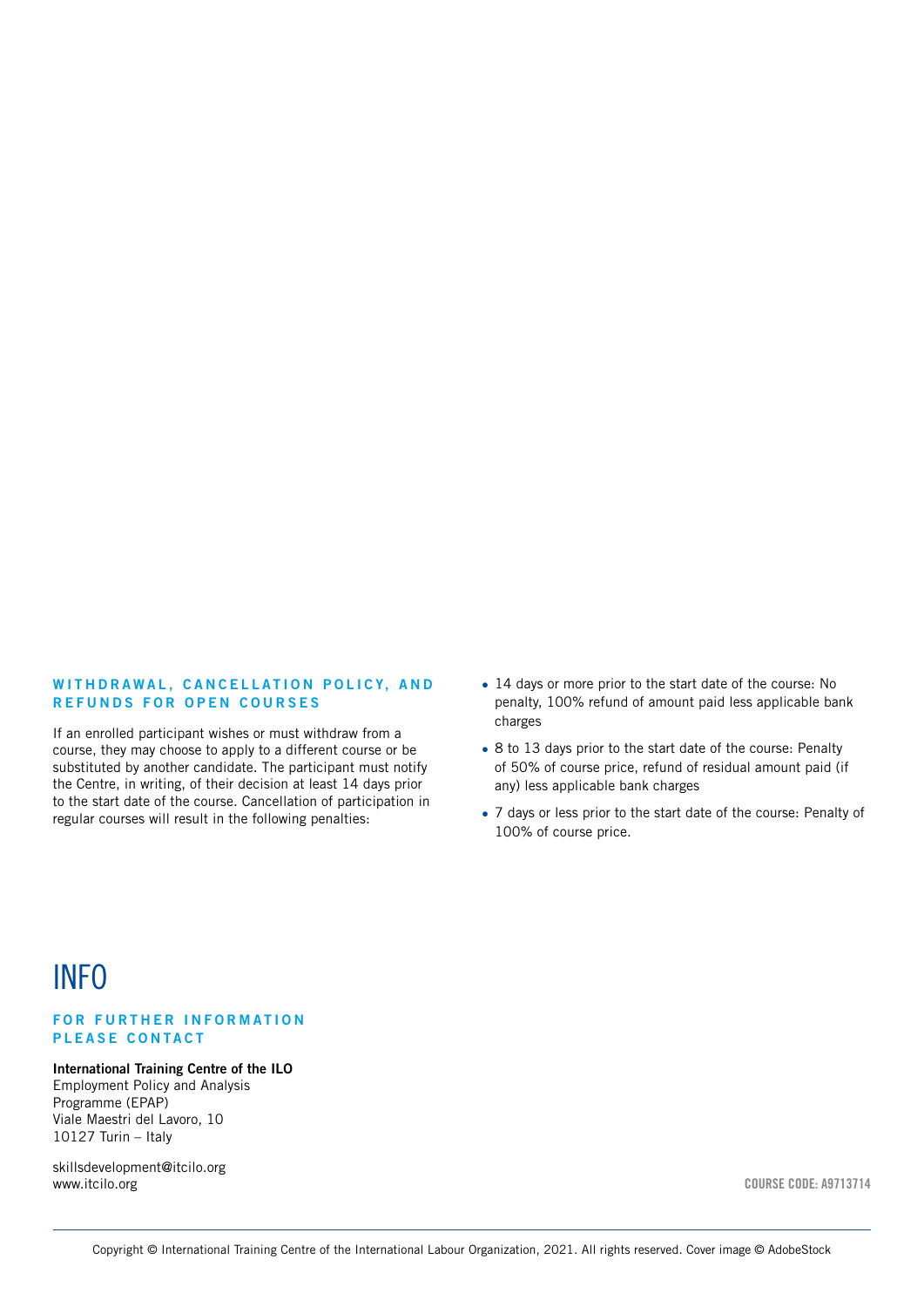## WITHDRAWAL, CANCELLATION POLICY, AND REFUNDS FOR OPEN COURSES

If an enrolled participant wishes or must withdraw from a course, they may choose to apply to a different course or be substituted by another candidate. The participant must notify the Centre, in writing, of their decision at least 14 days prior to the start date of the course. Cancellation of participation in regular courses will result in the following penalties:

- 14 days or more prior to the start date of the course: No penalty, 100% refund of amount paid less applicable bank charges
- 8 to 13 days prior to the start date of the course: Penalty of 50% of course price, refund of residual amount paid (if any) less applicable bank charges
- 7 days or less prior to the start date of the course: Penalty of 100% of course price.

# INFO

## FOR FURTHER INFORMATION PLEASE CONTACT

**International Training Centre of the ILO**
Employment Policy and Analysis
Programme (EPAP)
Viale Maestri del Lavoro, 10
10127 Turin – Italy

skillsdevelopment@itcilo.org
www.itcilo.org

**COURSE CODE: A9713714**

Copyright © International Training Centre of the International Labour Organization, 2021. All rights reserved. Cover image © AdobeStock